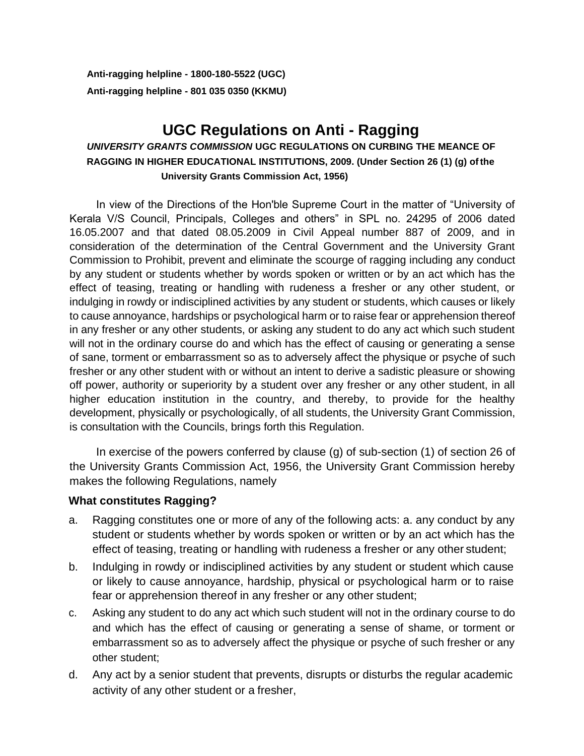**Anti-ragging helpline - 1800-180-5522 (UGC)**

**Anti-ragging helpline - 801 035 0350 (KKMU)**

# UGC Regulations on Anti - Ragging

***UNIVERSITY GRANTS COMMISSION* UGC REGULATIONS ON CURBING THE MEANCE OF RAGGING IN HIGHER EDUCATIONAL INSTITUTIONS, 2009. (Under Section 26 (1) (g) of the University Grants Commission Act, 1956)**

In view of the Directions of the Hon'ble Supreme Court in the matter of "University of Kerala V/S Council, Principals, Colleges and others" in SPL no. 24295 of 2006 dated 16.05.2007 and that dated 08.05.2009 in Civil Appeal number 887 of 2009, and in consideration of the determination of the Central Government and the University Grant Commission to Prohibit, prevent and eliminate the scourge of ragging including any conduct by any student or students whether by words spoken or written or by an act which has the effect of teasing, treating or handling with rudeness a fresher or any other student, or indulging in rowdy or indisciplined activities by any student or students, which causes or likely to cause annoyance, hardships or psychological harm or to raise fear or apprehension thereof in any fresher or any other students, or asking any student to do any act which such student will not in the ordinary course do and which has the effect of causing or generating a sense of sane, torment or embarrassment so as to adversely affect the physique or psyche of such fresher or any other student with or without an intent to derive a sadistic pleasure or showing off power, authority or superiority by a student over any fresher or any other student, in all higher education institution in the country, and thereby, to provide for the healthy development, physically or psychologically, of all students, the University Grant Commission, is consultation with the Councils, brings forth this Regulation.

In exercise of the powers conferred by clause (g) of sub-section (1) of section 26 of the University Grants Commission Act, 1956, the University Grant Commission hereby makes the following Regulations, namely

### What constitutes Ragging?

a. Ragging constitutes one or more of any of the following acts: a. any conduct by any student or students whether by words spoken or written or by an act which has the effect of teasing, treating or handling with rudeness a fresher or any other student;
b. Indulging in rowdy or indisciplined activities by any student or student which cause or likely to cause annoyance, hardship, physical or psychological harm or to raise fear or apprehension thereof in any fresher or any other student;
c. Asking any student to do any act which such student will not in the ordinary course to do and which has the effect of causing or generating a sense of shame, or torment or embarrassment so as to adversely affect the physique or psyche of such fresher or any other student;
d. Any act by a senior student that prevents, disrupts or disturbs the regular academic activity of any other student or a fresher,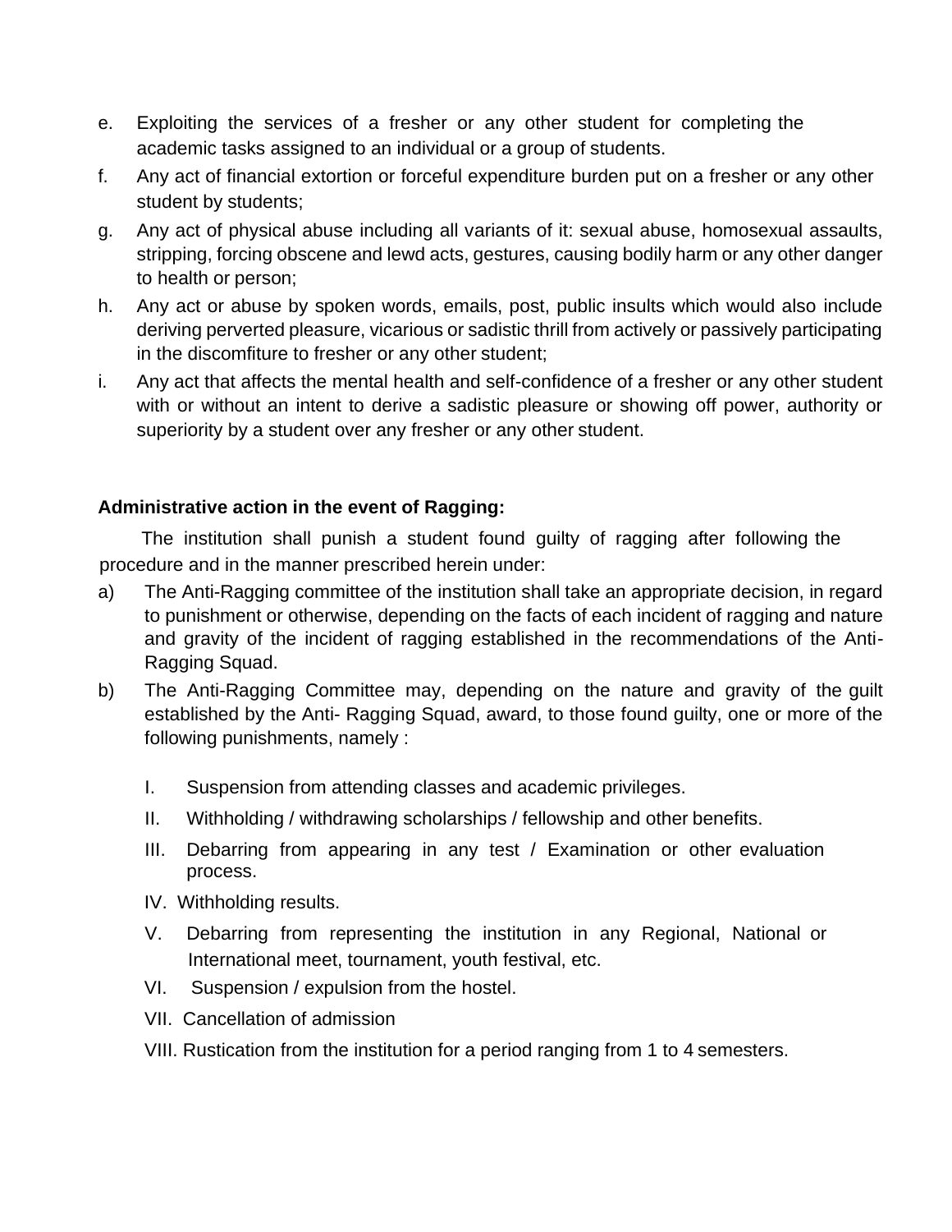e. Exploiting the services of a fresher or any other student for completing the academic tasks assigned to an individual or a group of students.

f. Any act of financial extortion or forceful expenditure burden put on a fresher or any other student by students;

g. Any act of physical abuse including all variants of it: sexual abuse, homosexual assaults, stripping, forcing obscene and lewd acts, gestures, causing bodily harm or any other danger to health or person;

h. Any act or abuse by spoken words, emails, post, public insults which would also include deriving perverted pleasure, vicarious or sadistic thrill from actively or passively participating in the discomfiture to fresher or any other student;

i. Any act that affects the mental health and self-confidence of a fresher or any other student with or without an intent to derive a sadistic pleasure or showing off power, authority or superiority by a student over any fresher or any other student.

**Administrative action in the event of Ragging:**

The institution shall punish a student found guilty of ragging after following the procedure and in the manner prescribed herein under:

a) The Anti-Ragging committee of the institution shall take an appropriate decision, in regard to punishment or otherwise, depending on the facts of each incident of ragging and nature and gravity of the incident of ragging established in the recommendations of the Anti-Ragging Squad.

b) The Anti-Ragging Committee may, depending on the nature and gravity of the guilt established by the Anti- Ragging Squad, award, to those found guilty, one or more of the following punishments, namely :

    I. Suspension from attending classes and academic privileges.

    II. Withholding / withdrawing scholarships / fellowship and other benefits.

    III. Debarring from appearing in any test / Examination or other evaluation process.

    IV. Withholding results.

    V. Debarring from representing the institution in any Regional, National or International meet, tournament, youth festival, etc.

    VI. Suspension / expulsion from the hostel.

    VII. Cancellation of admission

    VIII. Rustication from the institution for a period ranging from 1 to 4 semesters.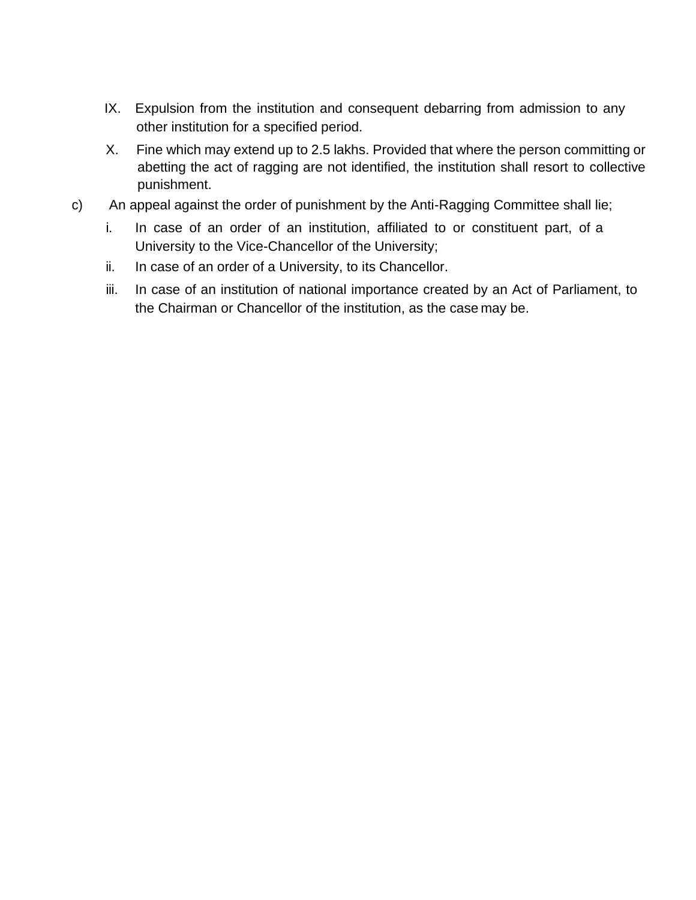IX. Expulsion from the institution and consequent debarring from admission to any other institution for a specified period.

X. Fine which may extend up to 2.5 lakhs. Provided that where the person committing or abetting the act of ragging are not identified, the institution shall resort to collective punishment.

c) An appeal against the order of punishment by the Anti-Ragging Committee shall lie;

i. In case of an order of an institution, affiliated to or constituent part, of a University to the Vice-Chancellor of the University;

ii. In case of an order of a University, to its Chancellor.

iii. In case of an institution of national importance created by an Act of Parliament, to the Chairman or Chancellor of the institution, as the case may be.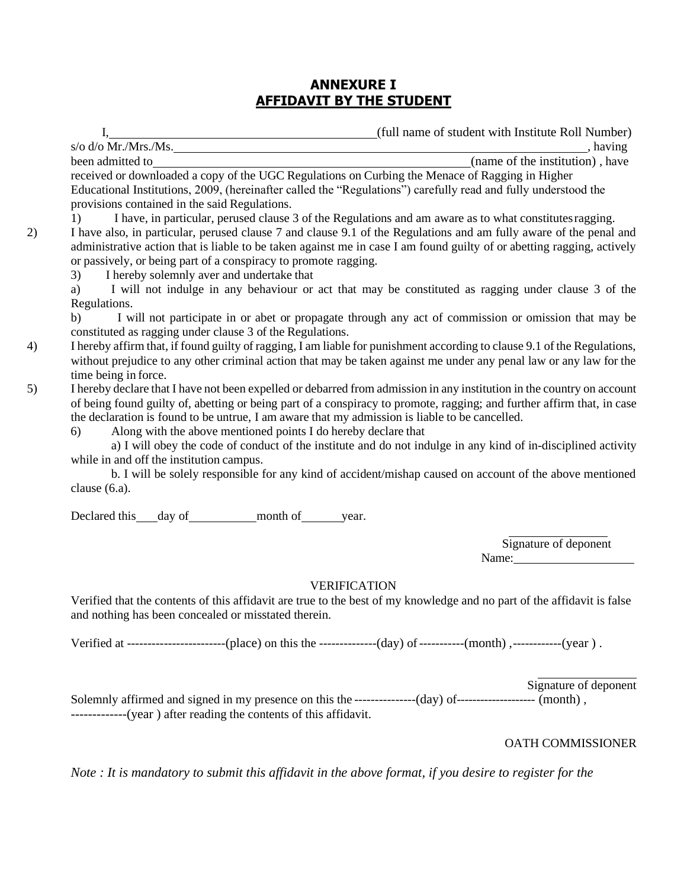# ANNEXURE I
## AFFIDAVIT BY THE STUDENT

I,\_\_\_\_\_\_\_\_\_\_\_\_\_\_\_\_\_\_\_\_\_\_\_\_\_\_\_\_\_\_\_\_\_\_\_\_\_\_\_\_(full name of student with Institute Roll Number) s/o d/o Mr./Mrs./Ms.\_\_\_\_\_\_\_\_\_\_\_\_\_\_\_\_\_\_\_\_\_\_\_\_\_\_\_\_\_\_\_\_\_\_\_\_\_\_\_\_\_\_\_\_\_\_\_\_\_\_\_\_\_\_\_\_\_\_\_\_\_\_\_\_, having been admitted to\_\_\_\_\_\_\_\_\_\_\_\_\_\_\_\_\_\_\_\_\_\_\_\_\_\_\_\_\_\_\_\_\_\_\_\_\_\_\_\_\_\_\_\_\_\_\_\_\_(name of the institution) , have received or downloaded a copy of the UGC Regulations on Curbing the Menace of Ragging in Higher Educational Institutions, 2009, (hereinafter called the "Regulations") carefully read and fully understood the provisions contained in the said Regulations.

1) I have, in particular, perused clause 3 of the Regulations and am aware as to what constitutes ragging.

2) I have also, in particular, perused clause 7 and clause 9.1 of the Regulations and am fully aware of the penal and administrative action that is liable to be taken against me in case I am found guilty of or abetting ragging, actively or passively, or being part of a conspiracy to promote ragging.

3) I hereby solemnly aver and undertake that

a) I will not indulge in any behaviour or act that may be constituted as ragging under clause 3 of the Regulations.

b) I will not participate in or abet or propagate through any act of commission or omission that may be constituted as ragging under clause 3 of the Regulations.

4) I hereby affirm that, if found guilty of ragging, I am liable for punishment according to clause 9.1 of the Regulations, without prejudice to any other criminal action that may be taken against me under any penal law or any law for the time being in force.

5) I hereby declare that I have not been expelled or debarred from admission in any institution in the country on account of being found guilty of, abetting or being part of a conspiracy to promote, ragging; and further affirm that, in case the declaration is found to be untrue, I am aware that my admission is liable to be cancelled.

6) Along with the above mentioned points I do hereby declare that

a) I will obey the code of conduct of the institute and do not indulge in any kind of in-disciplined activity while in and off the institution campus.

b. I will be solely responsible for any kind of accident/mishap caused on account of the above mentioned clause (6.a).

Declared this\_\_\_\_day of\_\_\_\_\_\_\_\_\_\_\_month of\_\_\_\_\_\_\_year.

\_\_\_\_\_\_\_\_\_\_\_\_\_\_\_\_
Signature of deponent
Name:\_\_\_\_\_\_\_\_\_\_\_\_\_\_\_\_\_\_\_\_

VERIFICATION

Verified that the contents of this affidavit are true to the best of my knowledge and no part of the affidavit is false and nothing has been concealed or misstated therein.

Verified at ------------------------(place) on this the --------------(day) of -----------(month) ,------------(year ) .

\_\_\_\_\_\_\_\_\_\_\_\_\_\_\_\_
Signature of deponent

Solemnly affirmed and signed in my presence on this the ---------------(day) of-------------------- (month) , -------------(year ) after reading the contents of this affidavit.

OATH COMMISSIONER

*Note : It is mandatory to submit this affidavit in the above format, if you desire to register for the*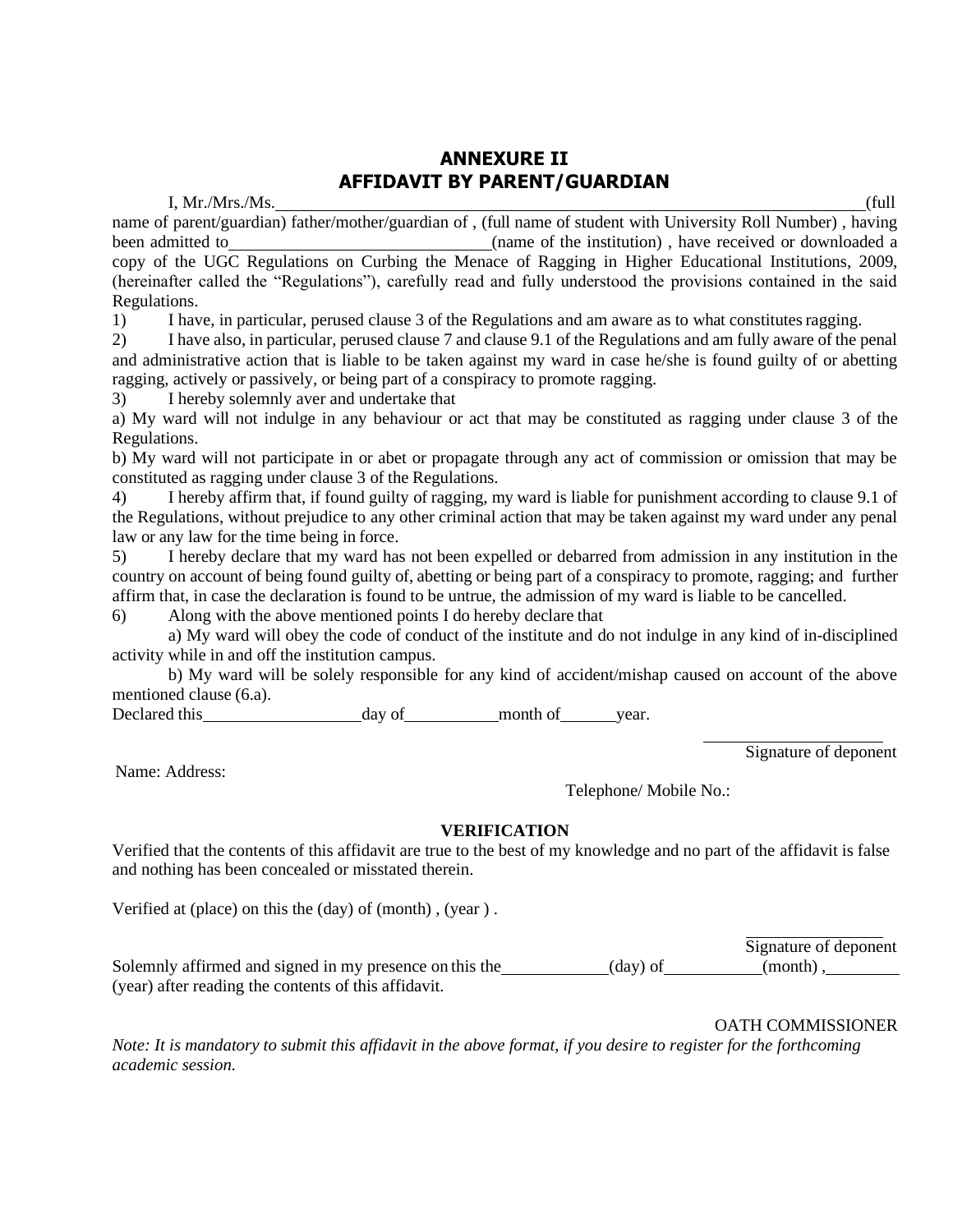## ANNEXURE II
## AFFIDAVIT BY PARENT/GUARDIAN

I, Mr./Mrs./Ms.\_\_\_\_\_\_\_\_\_\_\_\_\_\_\_\_\_\_\_\_\_\_\_\_\_\_\_\_\_\_\_\_\_\_\_\_\_\_\_\_\_\_\_\_\_\_\_\_\_\_\_\_\_\_\_\_(full name of parent/guardian) father/mother/guardian of , (full name of student with University Roll Number) , having been admitted to\_\_\_\_\_\_\_\_\_\_\_\_\_\_\_\_\_\_\_\_\_\_\_\_\_\_\_\_\_\_(name of the institution) , have received or downloaded a copy of the UGC Regulations on Curbing the Menace of Ragging in Higher Educational Institutions, 2009, (hereinafter called the "Regulations"), carefully read and fully understood the provisions contained in the said Regulations.

1) I have, in particular, perused clause 3 of the Regulations and am aware as to what constitutes ragging.

2) I have also, in particular, perused clause 7 and clause 9.1 of the Regulations and am fully aware of the penal and administrative action that is liable to be taken against my ward in case he/she is found guilty of or abetting ragging, actively or passively, or being part of a conspiracy to promote ragging.

3) I hereby solemnly aver and undertake that

a) My ward will not indulge in any behaviour or act that may be constituted as ragging under clause 3 of the Regulations.

b) My ward will not participate in or abet or propagate through any act of commission or omission that may be constituted as ragging under clause 3 of the Regulations.

4) I hereby affirm that, if found guilty of ragging, my ward is liable for punishment according to clause 9.1 of the Regulations, without prejudice to any other criminal action that may be taken against my ward under any penal law or any law for the time being in force.

5) I hereby declare that my ward has not been expelled or debarred from admission in any institution in the country on account of being found guilty of, abetting or being part of a conspiracy to promote, ragging; and further affirm that, in case the declaration is found to be untrue, the admission of my ward is liable to be cancelled.

6) Along with the above mentioned points I do hereby declare that

a) My ward will obey the code of conduct of the institute and do not indulge in any kind of in-disciplined activity while in and off the institution campus.

b) My ward will be solely responsible for any kind of accident/mishap caused on account of the above mentioned clause (6.a).

Declared this\_\_\_\_\_\_\_\_\_\_\_\_\_\_\_\_\_\_day of\_\_\_\_\_\_\_\_\_\_month of\_\_\_\_\_\_year.

\_\_\_\_\_\_\_\_\_\_\_\_\_\_\_\_\_\_\_\_
Signature of deponent

Name: Address:

Telephone/ Mobile No.:

### VERIFICATION

Verified that the contents of this affidavit are true to the best of my knowledge and no part of the affidavit is false and nothing has been concealed or misstated therein.

Verified at (place) on this the (day) of (month) , (year ) .

\_\_\_\_\_\_\_\_\_\_\_\_\_\_\_\_\_\_\_\_
Signature of deponent

Solemnly affirmed and signed in my presence on this the\_\_\_\_\_\_\_\_\_\_\_\_(day) of\_\_\_\_\_\_\_\_\_\_\_(month) ,\_\_\_\_\_\_\_\_ (year) after reading the contents of this affidavit.

OATH COMMISSIONER

*Note: It is mandatory to submit this affidavit in the above format, if you desire to register for the forthcoming academic session.*